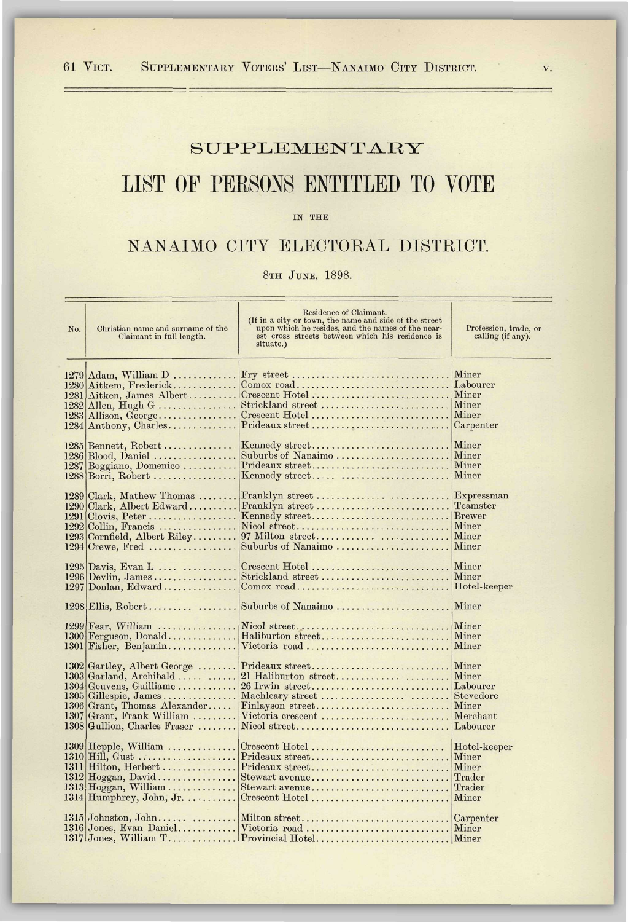# SUPPLEMENTARY

# LIST OF PERSONS ENTITLED TO VOTE

IN THE

## NANAIMO CITY ELECTORAL DISTRICT.

8TH JUNE, 1898.

| No. | Christian name and surname of the Claimant in full length. | Residence of Claimant. (If in a city or town, the name and side of the street upon which he resides, and the names of the nearest cross streets between which his residence is situate.) | Profession, trade, or calling (if any). |
|---|---|---|---|
| 1279 | Adam, William D | Fry street | Miner |
| 1280 | Aitken, Frederick | Comox road | Labourer |
| 1281 | Aitken, James Albert | Crescent Hotel | Miner |
| 1282 | Allen, Hugh G | Strickland street | Miner |
| 1283 | Allison, George | Crescent Hotel | Miner |
| 1284 | Anthony, Charles | Prideaux street | Carpenter |
| 1285 | Bennett, Robert | Kennedy street | Miner |
| 1286 | Blood, Daniel | Suburbs of Nanaimo | Miner |
| 1287 | Boggiano, Domenico | Prideaux street | Miner |
| 1288 | Borri, Robert | Kennedy street | Miner |
| 1289 | Clark, Mathew Thomas | Franklyn street | Expressman |
| 1290 | Clark, Albert Edward | Franklyn street | Teamster |
| 1291 | Clovis, Peter | Kennedy street | Brewer |
| 1292 | Collin, Francis | Nicol street | Miner |
| 1293 | Cornfield, Albert Riley | 97 Milton street | Miner |
| 1294 | Crewe, Fred | Suburbs of Nanaimo | Miner |
| 1295 | Davis, Evan L | Crescent Hotel | Miner |
| 1296 | Devlin, James | Strickland street | Miner |
| 1297 | Donlan, Edward | Comox road | Hotel-keeper |
| 1298 | Ellis, Robert | Suburbs of Nanaimo | Miner |
| 1299 | Fear, William | Nicol street | Miner |
| 1300 | Ferguson, Donald | Haliburton street | Miner |
| 1301 | Fisher, Benjamin | Victoria road | Miner |
| 1302 | Gartley, Albert George | Prideaux street | Miner |
| 1303 | Garland, Archibald | 21 Haliburton street | Miner |
| 1304 | Geuvens, Guilliame | 26 Irwin street | Labourer |
| 1305 | Gillespie, James | Machleary street | Stevedore |
| 1306 | Grant, Thomas Alexander | Finlayson street | Miner |
| 1307 | Grant, Frank William | Victoria crescent | Merchant |
| 1308 | Gullion, Charles Fraser | Nicol street | Labourer |
| 1309 | Hepple, William | Crescent Hotel | Hotel-keeper |
| 1310 | Hill, Gust | Prideaux street | Miner |
| 1311 | Hilton, Herbert | Prideaux street | Miner |
| 1312 | Hoggan, David | Stewart avenue | Trader |
| 1313 | Hoggan, William | Stewart avenue | Trader |
| 1314 | Humphrey, John, Jr. | Crescent Hotel | Miner |
| 1315 | Johnston, John | Milton street | Carpenter |
| 1316 | Jones, Evan Daniel | Victoria road | Miner |
| 1317 | Jones, William T | Provincial Hotel | Miner |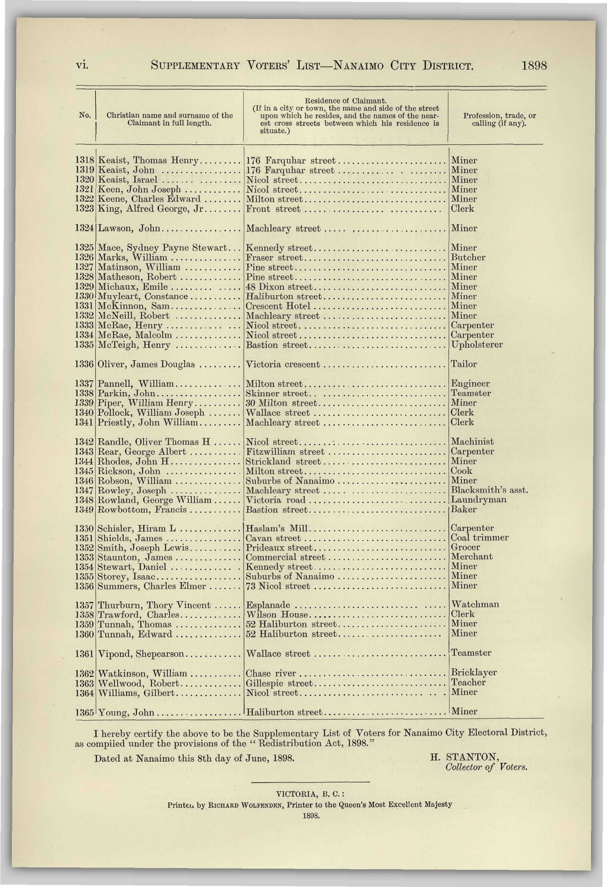| No. | Christian name and surname of the Claimant in full length. | Residence of Claimant. (If in a city or town, the name and side of the street upon which he resides, and the names of the nearest cross streets between which his residence is situate.) | Profession, trade, or calling (if any). |
|---|---|---|---|
| 1318 | Keaist, Thomas Henry | 176 Farquhar street | Miner |
| 1319 | Keaist, John | 176 Farquhar street | Miner |
| 1320 | Keaist, Israel | Nicol street | Miner |
| 1321 | Keen, John Joseph | Nicol street | Miner |
| 1322 | Keene, Charles Edward | Milton street | Miner |
| 1323 | King, Alfred George, Jr | Front street | Clerk |
| 1324 | Lawson, John | Machleary street | Miner |
| 1325 | Mace, Sydney Payne Stewart | Kennedy street | Miner |
| 1326 | Marks, William | Fraser street | Butcher |
| 1327 | Matinson, William | Pine street | Miner |
| 1328 | Matheson, Robert | Pine street | Miner |
| 1329 | Michaux, Emile | 48 Dixon street | Miner |
| 1330 | Muyleart, Constance | Haliburton street | Miner |
| 1331 | McKinnon, Sam | Crescent Hotel | Miner |
| 1332 | McNeill, Robert | Machleary street | Miner |
| 1333 | McRae, Henry | Nicol street | Carpenter |
| 1334 | McRae, Malcolm | Nicol street | Carpenter |
| 1335 | McTeigh, Henry | Bastion street | Upholsterer |
| 1336 | Oliver, James Douglas | Victoria crescent | Tailor |
| 1337 | Pannell, William | Milton street | Engineer |
| 1338 | Parkin, John | Skinner street | Teamster |
| 1339 | Piper, William Henry | 30 Milton street | Miner |
| 1340 | Pollock, William Joseph | Wallace street | Clerk |
| 1341 | Priestly, John William | Machleary street | Clerk |
| 1342 | Randle, Oliver Thomas H | Nicol street | Machinist |
| 1343 | Rear, George Albert | Fitzwilliam street | Carpenter |
| 1344 | Rhodes, John H | Strickland street | Miner |
| 1345 | Rickson, John | Milton street | Cook |
| 1346 | Robson, William | Suburbs of Nanaimo | Miner |
| 1347 | Rowley, Joseph | Machleary street | Blacksmith's asst. |
| 1348 | Rowland, George William | Victoria road | Laundryman |
| 1349 | Rowbottom, Francis | Bastion street | Baker |
| 1350 | Schisler, Hiram L | Haslam's Mill | Carpenter |
| 1351 | Shields, James | Cavan street | Coal trimmer |
| 1352 | Smith, Joseph Lewis | Prideaux street | Grocer |
| 1353 | Staunton, James | Commercial street | Merchant |
| 1354 | Stewart, Daniel | Kennedy street | Miner |
| 1355 | Storey, Isaac | Suburbs of Nanaimo | Miner |
| 1356 | Summers, Charles Elmer | 73 Nicol street | Miner |
| 1357 | Thurburn, Thory Vincent | Esplanade | Watchman |
| 1358 | Trawford, Charles | Wilson House | Clerk |
| 1359 | Tunnah, Thomas | 52 Haliburton street | Miner |
| 1360 | Tunnah, Edward | 52 Haliburton street | Miner |
| 1361 | Vipond, Shepearson | Wallace street | Teamster |
| 1362 | Watkinson, William | Chase river | Bricklayer |
| 1363 | Wellwood, Robert | Gillespie street | Teacher |
| 1364 | Williams, Gilbert | Nicol street | Miner |
| 1365 | Young, John | Haliburton street | Miner |

I hereby certify the above to be the Supplementary List of Voters for Nanaimo City Electoral District, as compiled under the provisions of the "Redistribution Act, 1898."

Dated at Nanaimo this 8th day of June, 1898.

H. STANTON,
*Collector of Voters.*

VICTORIA, B. C.:
Printed by RICHARD WOLFENDEN, Printer to the Queen's Most Excellent Majesty
1898.